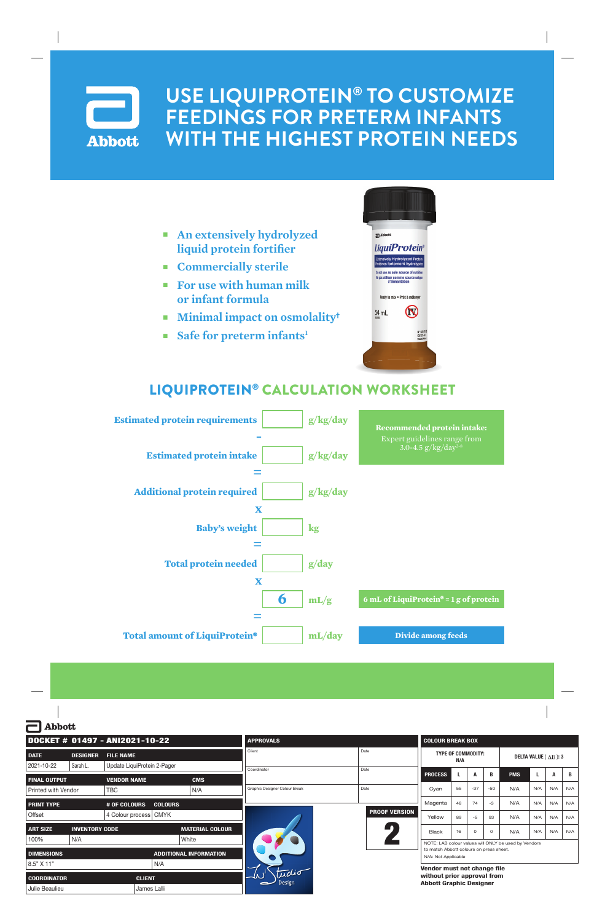# USE LIQUIPROTEIN® TO CUSTOMIZE FEEDINGS FOR PRETERM INFANTS WITH THE HIGHEST PROTEIN NEEDS

Abbott

- An extensively hydrolyzed liquid protein fortifier
- Commercially sterile
- For use with human milk or infant formula
- Minimal impact on osmolality†
- Safe for preterm infants[1]

## LIQUIPROTEIN® CALCULATION WORKSHEET

Estimated protein requirements [ ] g/kg/day

–

Estimated protein intake [ ] g/kg/day

=

Additional protein required [ ] g/kg/day

x

Baby's weight [ ] kg

=

Total protein needed [ ] g/day

x

6 mL/g

=

Total amount of LiquiProtein® [ ] mL/day

**Recommended protein intake:** Expert guidelines range from 3.0-4.5 g/kg/day[2-4]

**6 mL of LiquiProtein® = 1 g of protein**

**Divide among feeds**

Abbott

| DOCKET # 01497 - ANI2021-10-22 | | |
|---|---|---|
| DATE | DESIGNER | FILE NAME |
| 2021-10-22 | Sarah L. | Update LiquiProtein 2-Pager |
| FINAL OUTPUT | VENDOR NAME | CMS |
| Printed with Vendor | TBC | N/A |
| PRINT TYPE | # OF COLOURS | COLOURS |
| Offset | 4 Colour process | CMYK |
| ART SIZE | INVENTORY CODE | MATERIAL COLOUR |
| 100% | N/A | White |
| DIMENSIONS | | ADDITIONAL INFORMATION |
| 8.5" X 11" | | N/A |
| COORDINATOR | CLIENT | |
| Julie Beaulieu | James Lalli | |

| APPROVALS | |
|---|---|
| Client | Date |
| Coordinator | Date |
| Graphic Designer Colour Break | Date |

PROOF VERSION: 2

| COLOUR BREAK BOX | | | | | | | |
|---|---|---|---|---|---|---|---|
| TYPE OF COMMODITY: N/A | | | | DELTA VALUE ( ΔE ): 3 | | | |
| PROCESS | L | A | B | PMS | L | A | B |
| Cyan | 55 | -37 | -50 | N/A | N/A | N/A | N/A |
| Magenta | 48 | 74 | -3 | N/A | N/A | N/A | N/A |
| Yellow | 89 | -5 | 93 | N/A | N/A | N/A | N/A |
| Black | 16 | 0 | 0 | N/A | N/A | N/A | N/A |

NOTE: LAB colour values will ONLY be used by Vendors to match Abbott colours on press sheet.
N/A: Not Applicable

**Vendor must not change file without prior approval from Abbott Graphic Designer**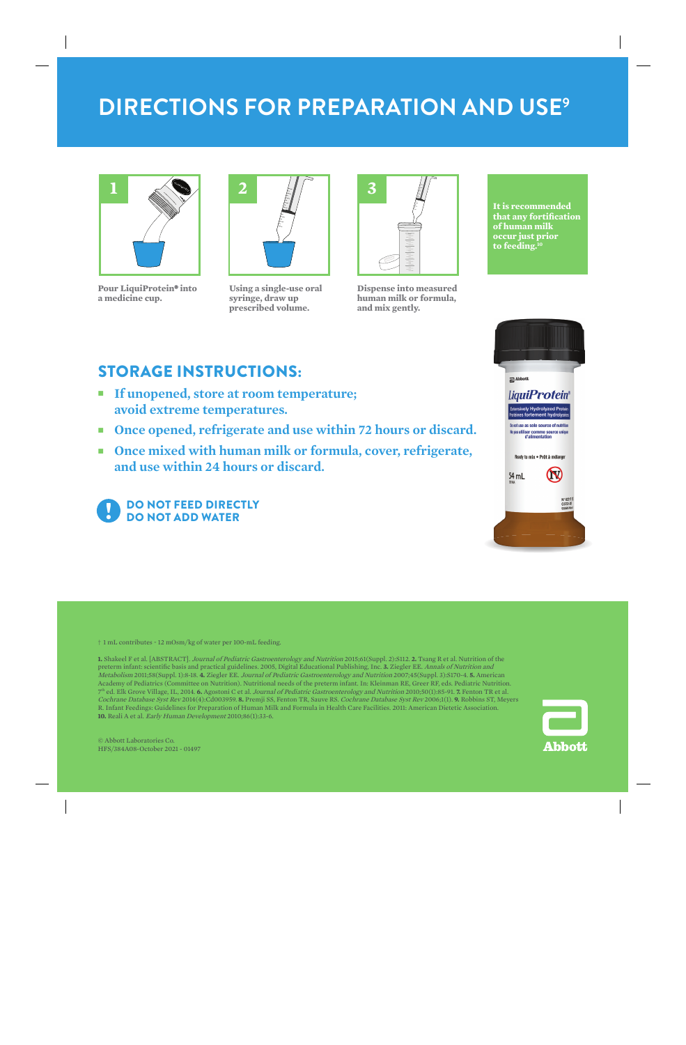# DIRECTIONS FOR PREPARATION AND USE[9]

**1** Pour LiquiProtein® into a medicine cup.

**2** Using a single-use oral syringe, draw up prescribed volume.

**3** Dispense into measured human milk or formula, and mix gently.

**It is recommended that any fortification of human milk occur just prior to feeding.[10]**

## STORAGE INSTRUCTIONS:

- **If unopened, store at room temperature; avoid extreme temperatures.**
- **Once opened, refrigerate and use within 72 hours or discard.**
- **Once mixed with human milk or formula, cover, refrigerate, and use within 24 hours or discard.**

**DO NOT FEED DIRECTLY**
**DO NOT ADD WATER**

† 1 mL contributes ~12 mOsm/kg of water per 100-mL feeding.

**1.** Shakeel F et al. [ABSTRACT]. *Journal of Pediatric Gastroenterology and Nutrition* 2015;61(Suppl. 2):S112. **2.** Tsang R et al. Nutrition of the preterm infant: scientific basis and practical guidelines. 2005. Digital Educational Publishing, Inc. **3.** Ziegler EE. *Annals of Nutrition and Metabolism* 2011;58(Suppl. 1):8-18. **4.** Ziegler EE. *Journal of Pediatric Gastroenterology and Nutrition* 2007;45(Suppl. 3):S170-4. **5.** American Academy of Pediatrics (Committee on Nutrition). Nutritional needs of the preterm infant. In: Kleinman RE, Greer RF, eds. Pediatric Nutrition. 7th ed. Elk Grove Village, IL. 2014. **6.** Agostoni C et al. *Journal of Pediatric Gastroenterology and Nutrition* 2010;50(1):85-91. **7.** Fenton TR et al. *Cochrane Database Syst Rev* 2014(4):Cd003959. **8.** Premji SS, Fenton TR, Sauve RS. *Cochrane Database Syst Rev* 2006;1(1). **9.** Robbins ST, Meyers R. Infant Feedings: Guidelines for Preparation of Human Milk and Formula in Health Care Facilities. 2011: American Dietetic Association. **10.** Reali A et al. *Early Human Development* 2010;86(1):33-6.

© Abbott Laboratories Co.
HFS/384A08-October 2021 - 01497

Abbott